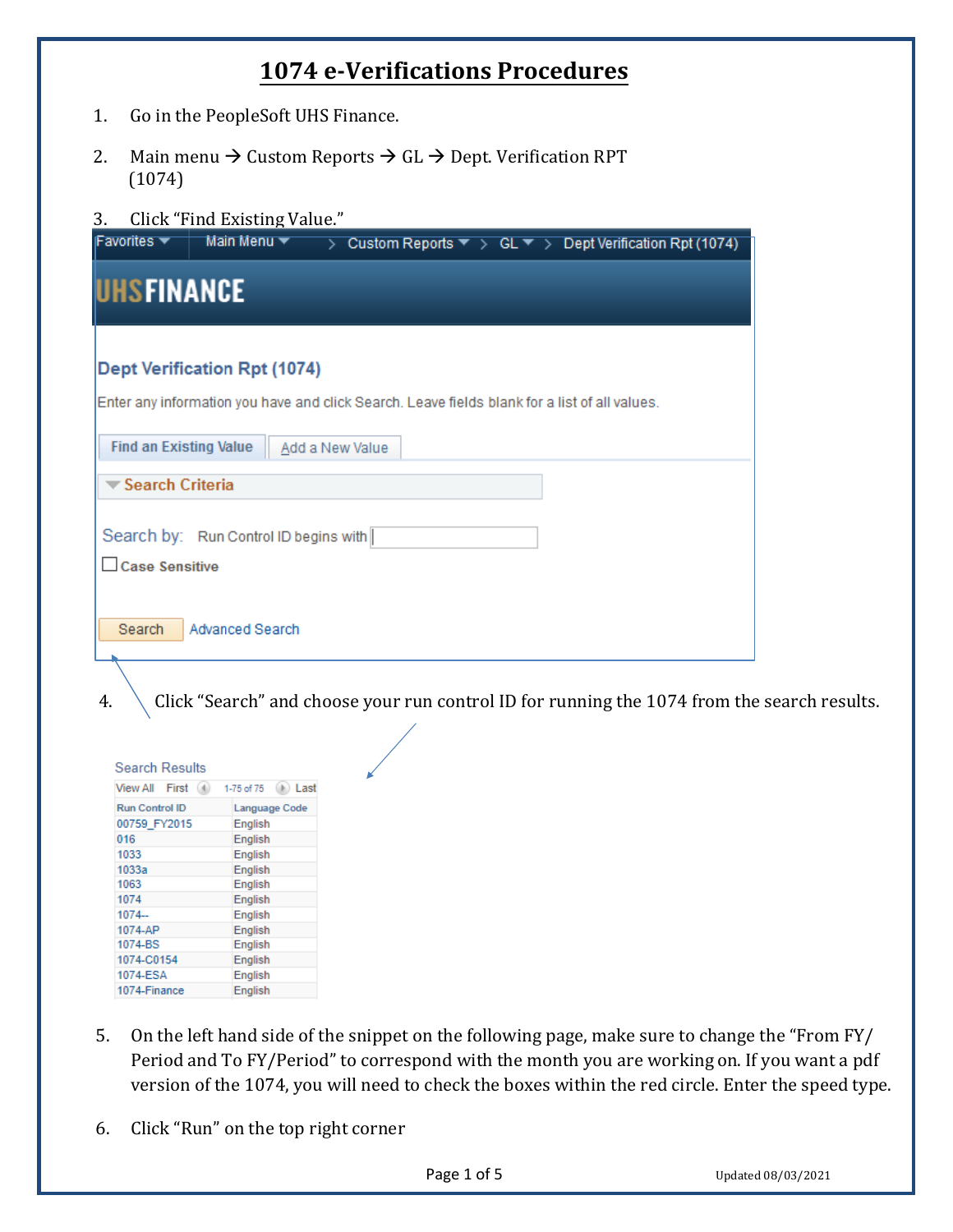# 1074 e-Verifications Procedures

1. Go in the PeopleSoft UHS Finance.
2. Main menu → Custom Reports → GL → Dept. Verification RPT (1074)
3. Click "Find Existing Value."

Favorites ▾ Main Menu ▾ > Custom Reports ▾ > GL ▾ > Dept Verification Rpt (1074)

UHSFINANCE

Dept Verification Rpt (1074)

Enter any information you have and click Search. Leave fields blank for a list of all values.

Find an Existing Value | Add a New Value

Search Criteria

Search by: Run Control ID begins with

Case Sensitive

Search | Advanced Search

4. Click "Search" and choose your run control ID for running the 1074 from the search results.

Search Results

View All First 1-75 of 75 Last

| Run Control ID | Language Code |
|---|---|
| 00759_FY2015 | English |
| 016 | English |
| 1033 | English |
| 1033a | English |
| 1063 | English |
| 1074 | English |
| 1074-- | English |
| 1074-AP | English |
| 1074-BS | English |
| 1074-C0154 | English |
| 1074-ESA | English |
| 1074-Finance | English |

5. On the left hand side of the snippet on the following page, make sure to change the "From FY/ Period and To FY/Period" to correspond with the month you are working on. If you want a pdf version of the 1074, you will need to check the boxes within the red circle. Enter the speed type.
6. Click "Run" on the top right corner

Updated 08/03/2021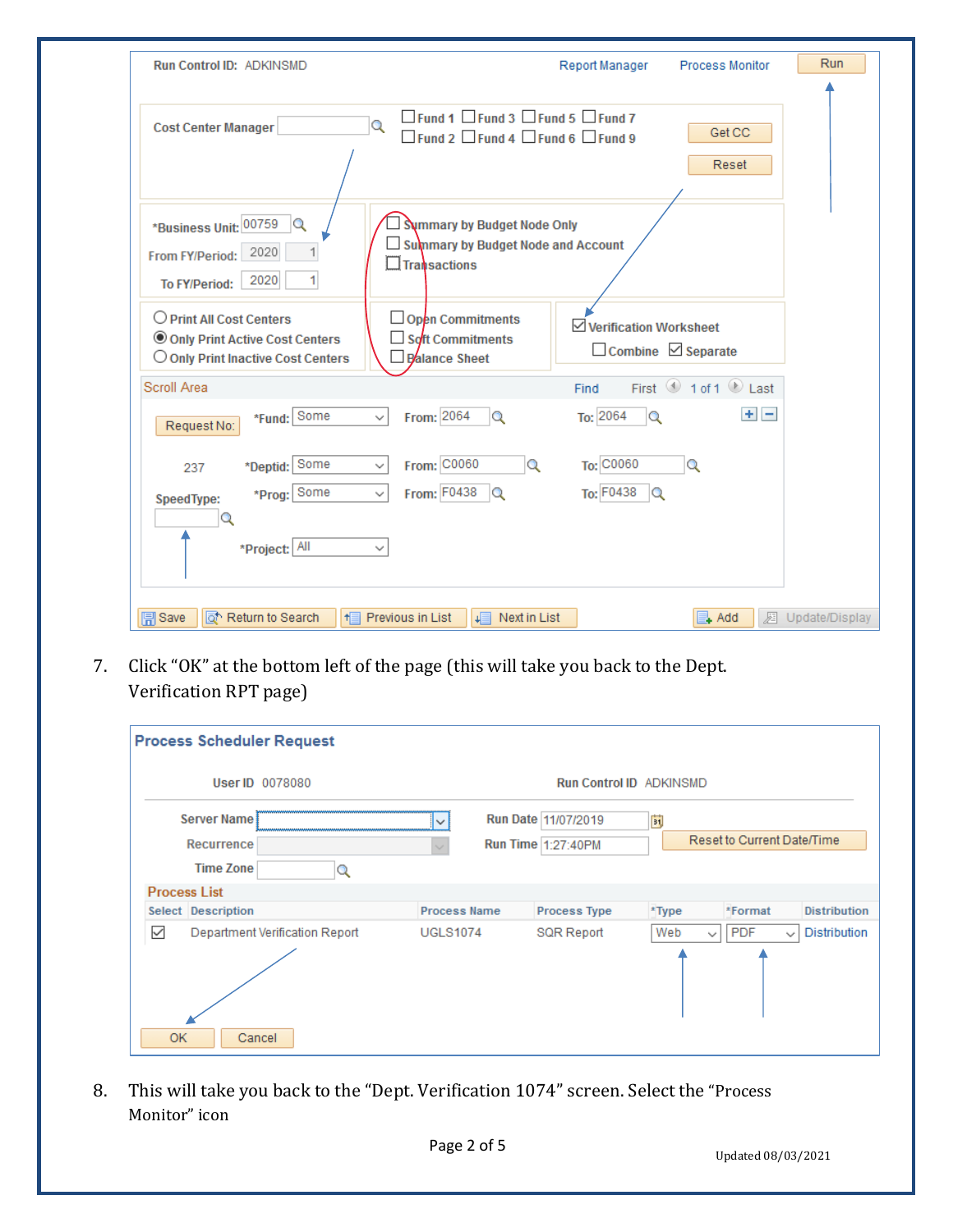Run Control ID: ADKINSMD | Report Manager | Process Monitor | Run

Cost Center Manager | Fund 1 | Fund 3 | Fund 5 | Fund 7 | Fund 2 | Fund 4 | Fund 6 | Fund 9 | Get CC | Reset

*Business Unit: 00759
From FY/Period: 2020 1
To FY/Period: 2020 1

Summary by Budget Node Only
Summary by Budget Node and Account
Transactions

Print All Cost Centers
Only Print Active Cost Centers
Only Print Inactive Cost Centers

Open Commitments
Soft Commitments
Balance Sheet

Verification Worksheet
Combine | Separate

Scroll Area | Find | First 1 of 1 Last

Request No: 237
*Fund: Some | From: 2064 | To: 2064
*Deptid: Some | From: C0060 | To: C0060
*Prog: Some | From: F0438 | To: F0438
SpeedType:
*Project: All

Save | Return to Search | Previous in List | Next in List | Add | Update/Display

7. Click "OK" at the bottom left of the page (this will take you back to the Dept. Verification RPT page)

**Process Scheduler Request**

User ID 0078080 | Run Control ID ADKINSMD

Server Name | Run Date 11/07/2019
Recurrence | Run Time 1:27:40PM | Reset to Current Date/Time
Time Zone

Process List

| Select | Description | Process Name | Process Type | *Type | *Format | Distribution |
|---|---|---|---|---|---|---|
| ☑ | Department Verification Report | UGLS1074 | SQR Report | Web | PDF | Distribution |

OK | Cancel

8. This will take you back to the "Dept. Verification 1074" screen. Select the "Process Monitor" icon

Updated 08/03/2021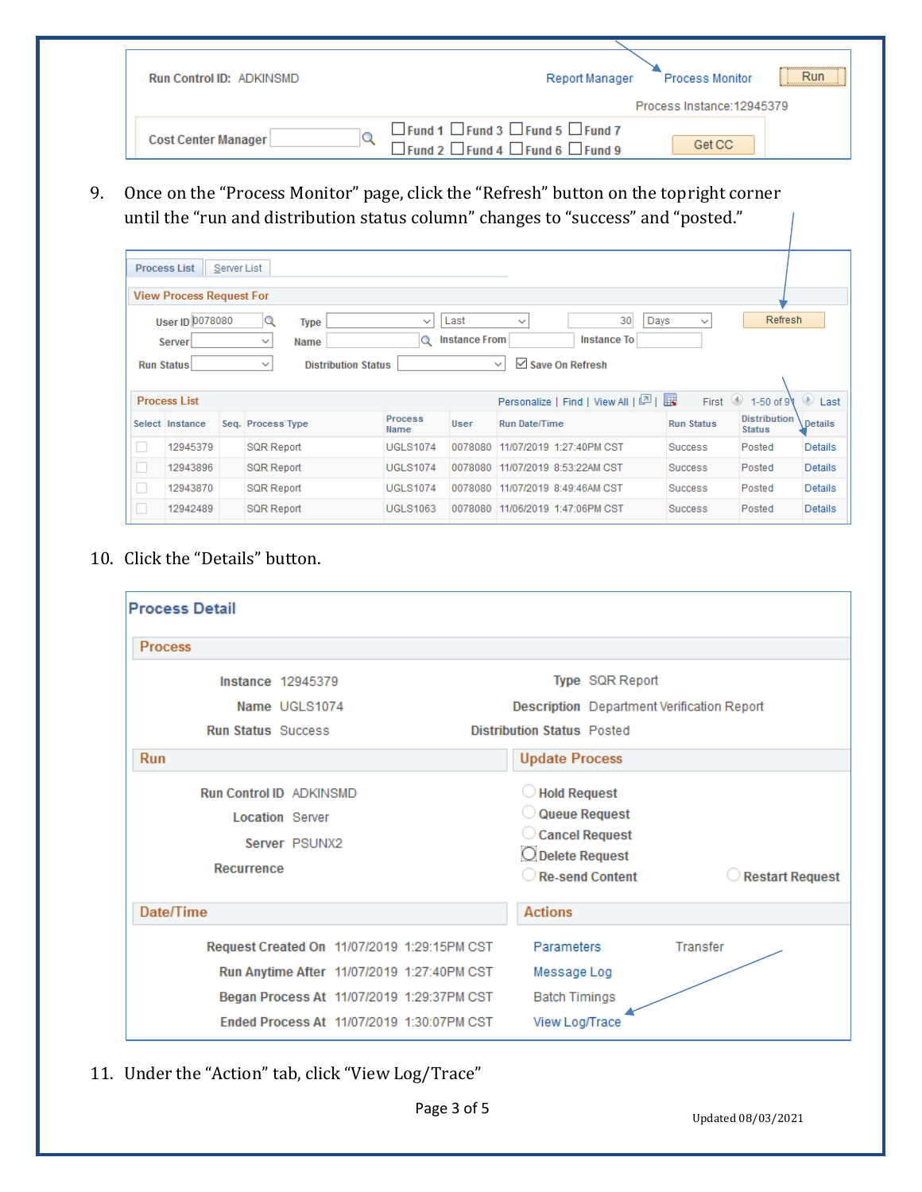Run Control ID: ADKINSMD — Report Manager — Process Monitor — Run

Process Instance:12945379

Cost Center Manager — ☐ Fund 1 ☐ Fund 3 ☐ Fund 5 ☐ Fund 7 ☐ Fund 2 ☐ Fund 4 ☐ Fund 6 ☐ Fund 9 — Get CC

9. Once on the “Process Monitor” page, click the “Refresh” button on the topright corner until the “run and distribution status column” changes to “success” and “posted.”

Process List | Server List

**View Process Request For**

User ID 0078080 — Type — Last — 30 Days — Refresh

Server — Name — Instance From — Instance To

Run Status — Distribution Status — ☑ Save On Refresh

**Process List** — Personalize | Find | View All | First 1-50 of 91 Last

| Select | Instance | Seq. | Process Type | Process Name | User | Run Date/Time | Run Status | Distribution Status | Details |
|---|---|---|---|---|---|---|---|---|---|
| ☐ | 12945379 | | SQR Report | UGLS1074 | 0078080 | 11/07/2019 1:27:40PM CST | Success | Posted | Details |
| ☐ | 12943896 | | SQR Report | UGLS1074 | 0078080 | 11/07/2019 8:53:22AM CST | Success | Posted | Details |
| ☐ | 12943870 | | SQR Report | UGLS1074 | 0078080 | 11/07/2019 8:49:46AM CST | Success | Posted | Details |
| ☐ | 12942489 | | SQR Report | UGLS1063 | 0078080 | 11/06/2019 1:47:06PM CST | Success | Posted | Details |

10. Click the “Details” button.

**Process Detail**

**Process**

Instance 12945379 — Type SQR Report

Name UGLS1074 — Description Department Verification Report

Run Status Success — Distribution Status Posted

**Run**

Run Control ID ADKINSMD

Location Server

Server PSUNX2

Recurrence

**Update Process**

○ Hold Request
○ Queue Request
○ Cancel Request
○ Delete Request
○ Re-send Content — ○ Restart Request

**Date/Time**

Request Created On 11/07/2019 1:29:15PM CST

Run Anytime After 11/07/2019 1:27:40PM CST

Began Process At 11/07/2019 1:29:37PM CST

Ended Process At 11/07/2019 1:30:07PM CST

**Actions**

Parameters — Transfer

Message Log

Batch Timings

View Log/Trace

11. Under the “Action” tab, click “View Log/Trace”

Updated 08/03/2021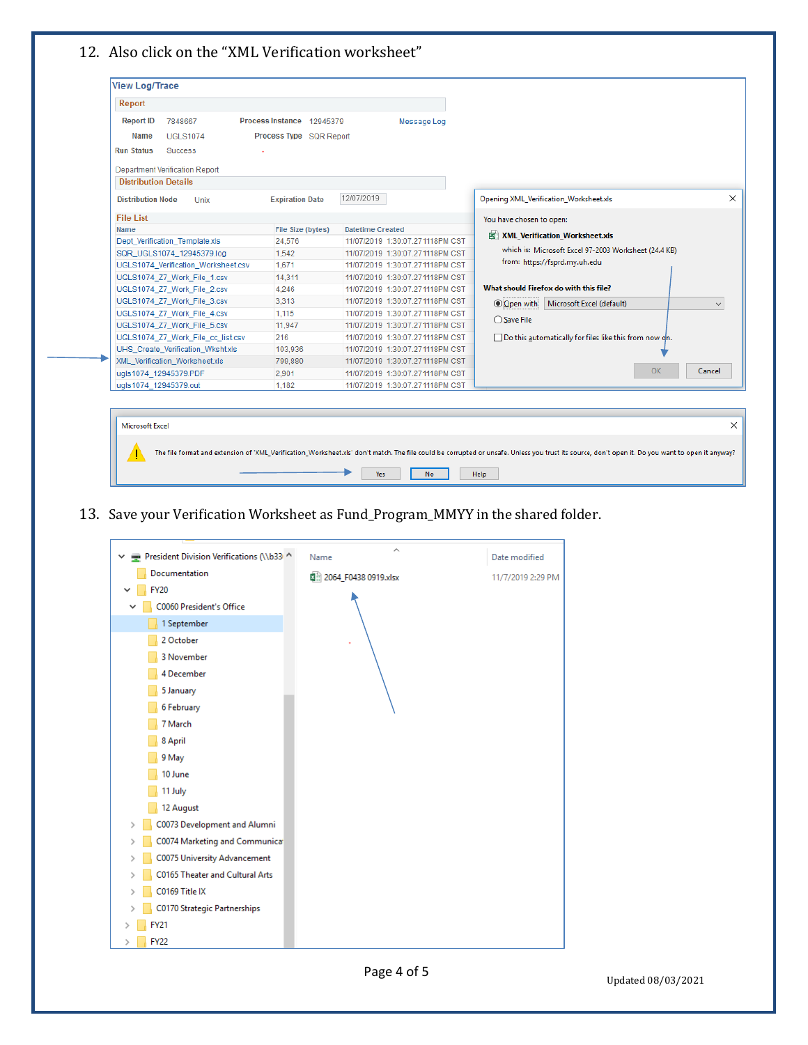12. Also click on the "XML Verification worksheet"

View Log/Trace

**Report**

Report ID 7848667 &nbsp;&nbsp; Process Instance 12945379 &nbsp;&nbsp; Message Log

Name UGLS1074 &nbsp;&nbsp; Process Type SQR Report

Run Status Success

Department Verification Report

**Distribution Details**

Distribution Node Unix &nbsp;&nbsp; Expiration Date 12/07/2019

**File List**

| Name | File Size (bytes) | Datetime Created |
|---|---|---|
| Dept_Verification_Template.xls | 24,576 | 11/07/2019 1:30:07.271118PM CST |
| SQR_UGLS1074_12945379.log | 1,542 | 11/07/2019 1:30:07.271118PM CST |
| UGLS1074_Verification_Worksheet.csv | 1,671 | 11/07/2019 1:30:07.271118PM CST |
| UGLS1074_Z7_Work_File_1.csv | 14,311 | 11/07/2019 1:30:07.271118PM CST |
| UGLS1074_Z7_Work_File_2.csv | 4,246 | 11/07/2019 1:30:07.271118PM CST |
| UGLS1074_Z7_Work_File_3.csv | 3,313 | 11/07/2019 1:30:07.271118PM CST |
| UGLS1074_Z7_Work_File_4.csv | 1,115 | 11/07/2019 1:30:07.271118PM CST |
| UGLS1074_Z7_Work_File_5.csv | 11,947 | 11/07/2019 1:30:07.271118PM CST |
| UGLS1074_Z7_Work_File_cc_list.csv | 216 | 11/07/2019 1:30:07.271118PM CST |
| UHS_Create_Verification_Wkshtxls | 103,936 | 11/07/2019 1:30:07.271118PM CST |
| XML_Verification_Worksheet.xls | 799,880 | 11/07/2019 1:30:07.271118PM CST |
| ugls1074_12945379.PDF | 2,901 | 11/07/2019 1:30:07.271118PM CST |
| ugls1074_12945379.out | 1,182 | 11/07/2019 1:30:07.271118PM CST |

Opening XML_Verification_Worksheet.xls

You have chosen to open:

XML_Verification_Worksheet.xls

which is: Microsoft Excel 97-2003 Worksheet (24.4 KB)

from: https://fsprd.my.uh.edu

What should Firefox do with this file?

- Open with Microsoft Excel (default)
- Save File

Do this automatically for files like this from now on.

OK &nbsp;&nbsp; Cancel

Microsoft Excel

The file format and extension of 'XML_Verification_Worksheet.xls' don't match. The file could be corrupted or unsafe. Unless you trust its source, don't open it. Do you want to open it anyway?

Yes &nbsp;&nbsp; No &nbsp;&nbsp; Help

13. Save your Verification Worksheet as Fund_Program_MMYY in the shared folder.

- President Division Verifications (\\b33
  - Documentation
  - FY20
    - C0060 President's Office
      - 1 September
      - 2 October
      - 3 November
      - 4 December
      - 5 January
      - 6 February
      - 7 March
      - 8 April
      - 9 May
      - 10 June
      - 11 July
      - 12 August
    - C0073 Development and Alumni
    - C0074 Marketing and Communica
    - C0075 University Advancement
    - C0165 Theater and Cultural Arts
    - C0169 Title IX
    - C0170 Strategic Partnerships
  - FY21
  - FY22

| Name | Date modified |
|---|---|
| 2064_F0438 0919.xlsx | 11/7/2019 2:29 PM |

Updated 08/03/2021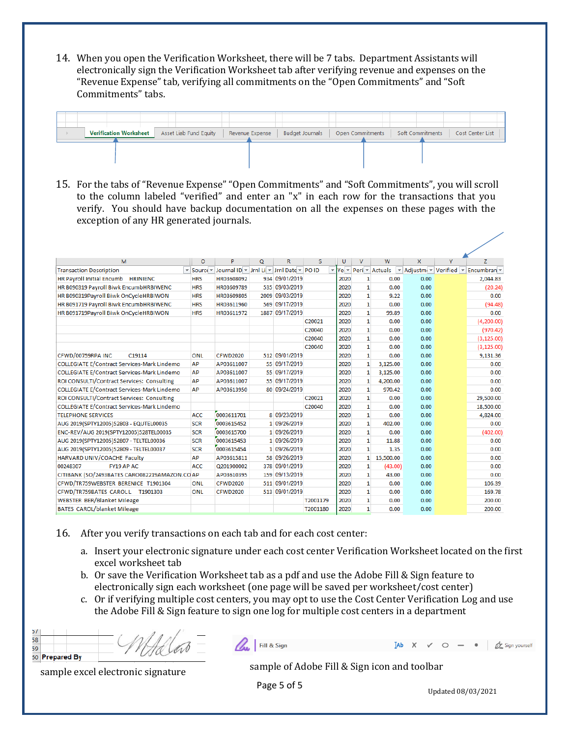14. When you open the Verification Worksheet, there will be 7 tabs. Department Assistants will electronically sign the Verification Worksheet tab after verifying revenue and expenses on the "Revenue Expense" tab, verifying all commitments on the "Open Commitments" and "Soft Commitments" tabs.

| Verification Worksheet | Asset Liab Fund Equity | Revenue Expense | Budget Journals | Open Commitments | Soft Commitments | Cost Center List |
|---|---|---|---|---|---|---|

15. For the tabs of "Revenue Expense" "Open Commitments" and "Soft Commitments", you will scroll to the column labeled "verified" and enter an "x" in each row for the transactions that you verify. You should have backup documentation on all the expenses on these pages with the exception of any HR generated journals.

| M | O | P | Q | R | S | U | V | W | X | Y | Z |
|---|---|---|---|---|---|---|---|---|---|---|---|
| Transaction Description | Source | Journal ID | Jrnl Li | Jrnl Date | PO ID | Ye | Peri | Actuals | Adjustm | Verified | Encumbran |
| HR Payroll Initial Encumb HRINIENC | HRS | HR03608092 | 934 | 09/01/2019 | | 2020 | 1 | 0.00 | 0.00 | | 2,044.83 |
| HR B090319 Payroll Biwk EncumbHRBIWENC | HRS | HR03609789 | 535 | 09/03/2019 | | 2020 | 1 | 0.00 | 0.00 | | (20.24) |
| HR B090319Payroll Biwk OnCycleHRBIWON | HRS | HR03609805 | 2009 | 09/03/2019 | | 2020 | 1 | 9.22 | 0.00 | | 0.00 |
| HR B091719 Payroll Biwk EncumbHRBIWENC | HRS | HR03611960 | 569 | 09/17/2019 | | 2020 | 1 | 0.00 | 0.00 | | (94.48) |
| HR B091719Payroll Biwk OnCycleHRBIWON | HRS | HR03611972 | 1887 | 09/17/2019 | | 2020 | 1 | 99.89 | 0.00 | | 0.00 |
| | | | | | C20021 | 2020 | 1 | 0.00 | 0.00 | | (4,200.00) |
| | | | | | C20040 | 2020 | 1 | 0.00 | 0.00 | | (970.42) |
| | | | | | C20040 | 2020 | 1 | 0.00 | 0.00 | | (3,125.00) |
| | | | | | C20040 | 2020 | 1 | 0.00 | 0.00 | | (3,125.00) |
| CFWD/00759RPA INC C19114 | ONL | CFWD2020 | 512 | 09/01/2019 | | 2020 | 1 | 0.00 | 0.00 | | 9,131.36 |
| COLLEGIATE E/Contract Services-Mark Lindemo | AP | AP03611007 | 55 | 09/17/2019 | | 2020 | 1 | 3,125.00 | 0.00 | | 0.00 |
| COLLEGIATE E/Contract Services-Mark Lindemo | AP | AP03611007 | 55 | 09/17/2019 | | 2020 | 1 | 3,125.00 | 0.00 | | 0.00 |
| ROI CONSULTI/Contract Services: Consulting | AP | AP03611007 | 55 | 09/17/2019 | | 2020 | 1 | 4,200.00 | 0.00 | | 0.00 |
| COLLEGIATE E/Contract Services-Mark Lindemo | AP | AP03613950 | 80 | 09/24/2019 | | 2020 | 1 | 970.42 | 0.00 | | 0.00 |
| ROI CONSULTI/Contract Services: Consulting | | | | | C20021 | 2020 | 1 | 0.00 | 0.00 | | 29,500.00 |
| COLLEGIATE E/Contract Services-Mark Lindemo | | | | | C20040 | 2020 | 1 | 0.00 | 0.00 | | 18,500.00 |
| TELEPHONE SERVICES | ACC | 0003611701 | 8 | 09/23/2019 | | 2020 | 1 | 0.00 | 0.00 | | 4,824.00 |
| AUG 2019(SPTY12005)52803 - EQUTEL00035 | SCR | 0003615452 | 1 | 09/26/2019 | | 2020 | 1 | 402.00 | 0.00 | | 0.00 |
| ENC-REV/AUG 2019(SPTY12005)528TEL00035 | SCR | 0003615700 | 1 | 09/26/2019 | | 2020 | 1 | 0.00 | 0.00 | | (402.00) |
| AUG 2019(SPTY12005)52807 - TELTEL00036 | SCR | 0003615453 | 1 | 09/26/2019 | | 2020 | 1 | 11.88 | 0.00 | | 0.00 |
| AUG 2019(SPTY12005)52809 - TELTEL00037 | SCR | 0003615454 | 1 | 09/26/2019 | | 2020 | 1 | 1.35 | 0.00 | | 0.00 |
| HARVARD UNIV/COACHE Faculty | AP | AP03615811 | 58 | 09/26/2019 | | 2020 | 1 | 15,500.00 | 0.00 | | 0.00 |
| 00248307 FY19 AP AC | ACC | Q201900002 | 378 | 09/01/2019 | | 2020 | 1 | (43.00) | 0.00 | | 0.00 |
| CITIBANK (SO/2493BATES CARO082219AMAZON.CO | AP | AP03610395 | 159 | 09/13/2019 | | 2020 | 1 | 43.00 | 0.00 | | 0.00 |
| CFWD/TR759WEBSTER BERENICE T1901304 | ONL | CFWD2020 | 511 | 09/01/2019 | | 2020 | 1 | 0.00 | 0.00 | | 106.39 |
| CFWD/TR759BATES CAROL L T1901303 | ONL | CFWD2020 | 513 | 09/01/2019 | | 2020 | 1 | 0.00 | 0.00 | | 169.78 |
| WEBSTER BER/Blanket Mileage | | | | | T2001179 | 2020 | 1 | 0.00 | 0.00 | | 200.00 |
| BATES CAROL/blanket Mileage | | | | | T2001180 | 2020 | 1 | 0.00 | 0.00 | | 200.00 |

16. After you verify transactions on each tab and for each cost center:

    a. Insert your electronic signature under each cost center Verification Worksheet located on the first excel worksheet tab
    b. Or save the Verification Worksheet tab as a pdf and use the Adobe Fill & Sign feature to electronically sign each worksheet (one page will be saved per worksheet/cost center)
    c. Or if verifying multiple cost centers, you may opt to use the Cost Center Verification Log and use the Adobe Fill & Sign feature to sign one log for multiple cost centers in a department

57
58
59
60 **Prepared By**

sample excel electronic signature

Fill & Sign | Sign yourself

sample of Adobe Fill & Sign icon and toolbar

Updated 08/03/2021